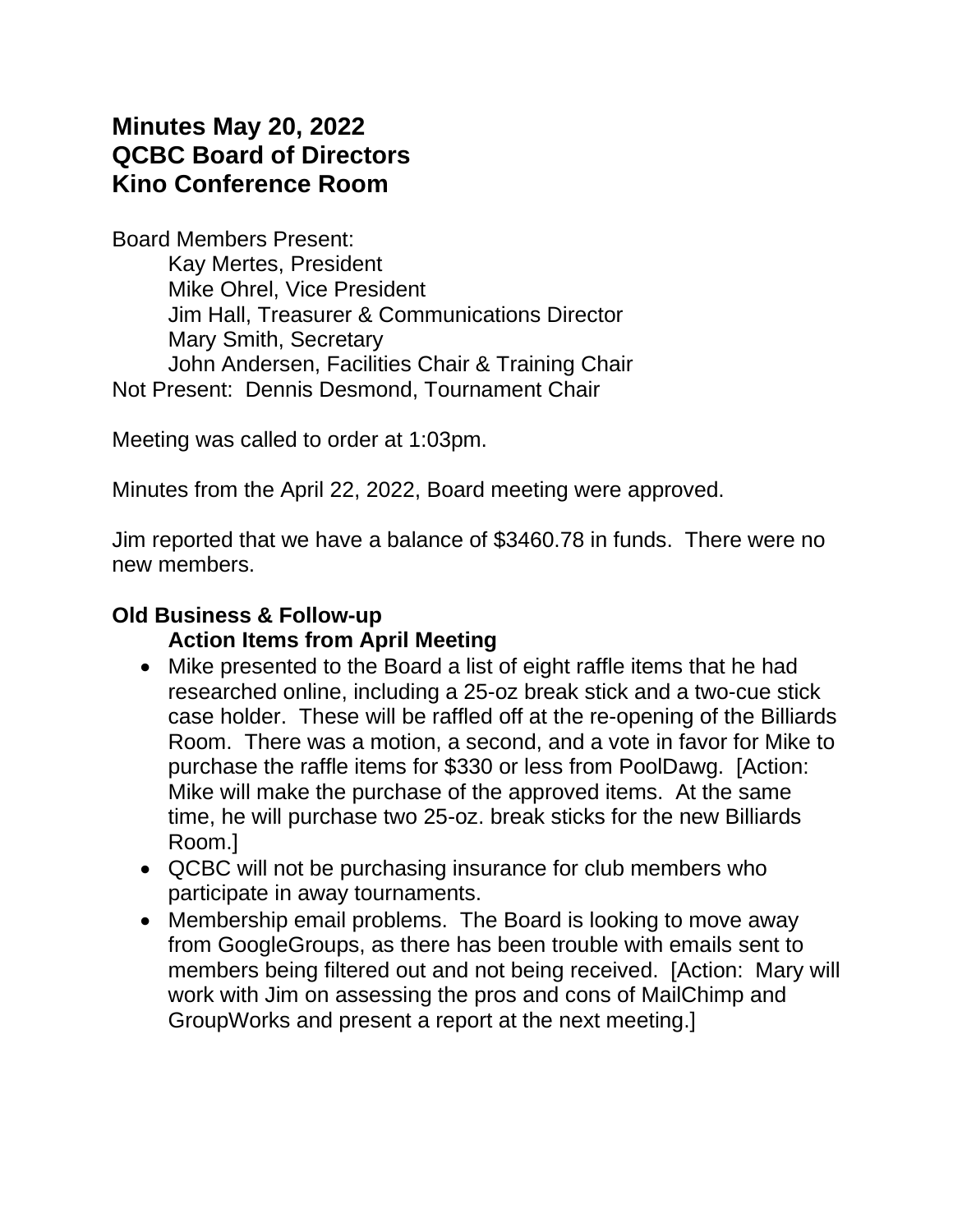# Minutes May 20, 2022
# QCBC Board of Directors
# Kino Conference Room

Board Members Present:

Kay Mertes, President
Mike Ohrel, Vice President
Jim Hall, Treasurer & Communications Director
Mary Smith, Secretary
John Andersen, Facilities Chair & Training Chair

Not Present: Dennis Desmond, Tournament Chair

Meeting was called to order at 1:03pm.

Minutes from the April 22, 2022, Board meeting were approved.

Jim reported that we have a balance of $3460.78 in funds. There were no new members.

## Old Business & Follow-up

### Action Items from April Meeting

- Mike presented to the Board a list of eight raffle items that he had researched online, including a 25-oz break stick and a two-cue stick case holder. These will be raffled off at the re-opening of the Billiards Room. There was a motion, a second, and a vote in favor for Mike to purchase the raffle items for $330 or less from PoolDawg. [Action: Mike will make the purchase of the approved items. At the same time, he will purchase two 25-oz. break sticks for the new Billiards Room.]
- QCBC will not be purchasing insurance for club members who participate in away tournaments.
- Membership email problems. The Board is looking to move away from GoogleGroups, as there has been trouble with emails sent to members being filtered out and not being received. [Action: Mary will work with Jim on assessing the pros and cons of MailChimp and GroupWorks and present a report at the next meeting.]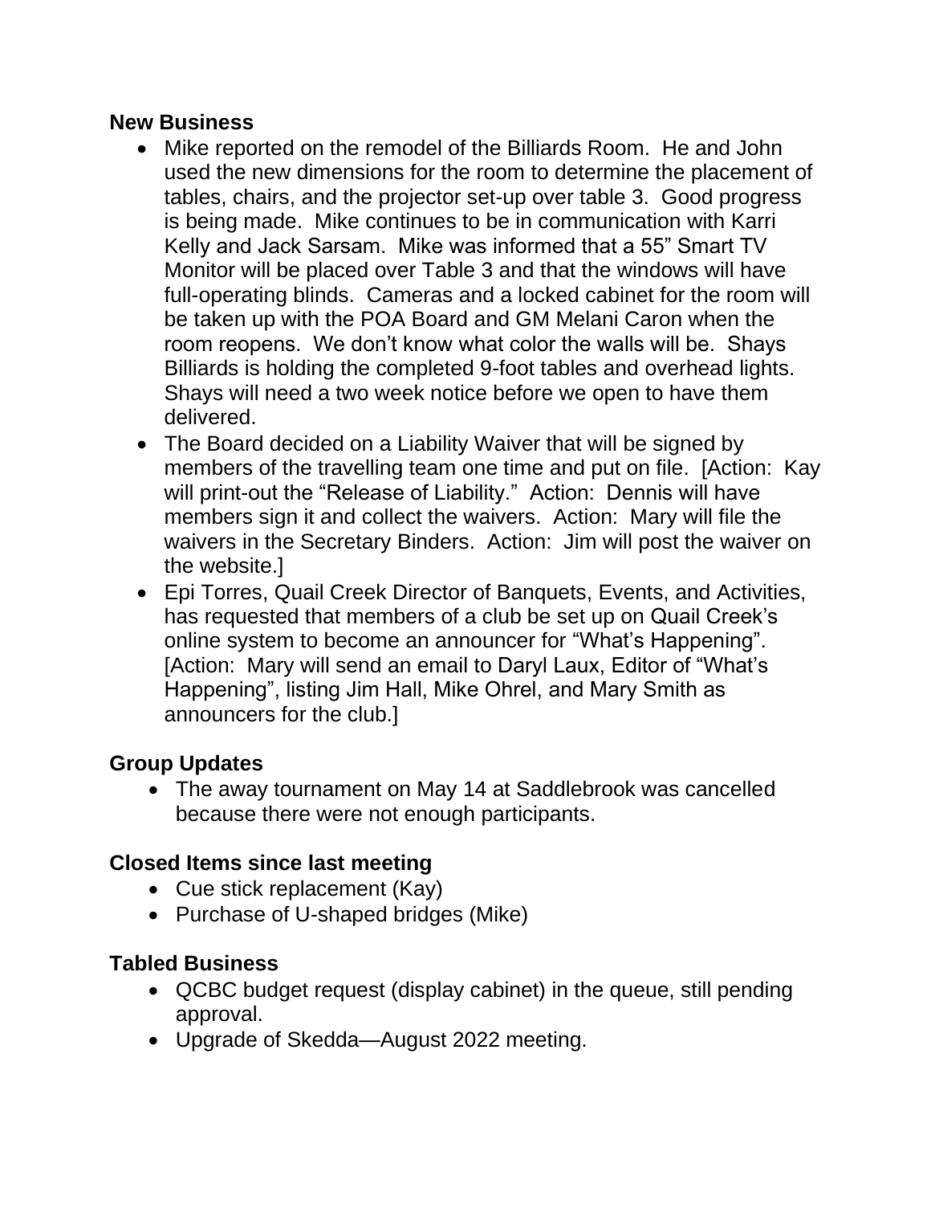## New Business

- Mike reported on the remodel of the Billiards Room. He and John used the new dimensions for the room to determine the placement of tables, chairs, and the projector set-up over table 3. Good progress is being made. Mike continues to be in communication with Karri Kelly and Jack Sarsam. Mike was informed that a 55" Smart TV Monitor will be placed over Table 3 and that the windows will have full-operating blinds. Cameras and a locked cabinet for the room will be taken up with the POA Board and GM Melani Caron when the room reopens. We don't know what color the walls will be. Shays Billiards is holding the completed 9-foot tables and overhead lights. Shays will need a two week notice before we open to have them delivered.
- The Board decided on a Liability Waiver that will be signed by members of the travelling team one time and put on file. [Action: Kay will print-out the "Release of Liability." Action: Dennis will have members sign it and collect the waivers. Action: Mary will file the waivers in the Secretary Binders. Action: Jim will post the waiver on the website.]
- Epi Torres, Quail Creek Director of Banquets, Events, and Activities, has requested that members of a club be set up on Quail Creek's online system to become an announcer for "What's Happening". [Action: Mary will send an email to Daryl Laux, Editor of "What's Happening", listing Jim Hall, Mike Ohrel, and Mary Smith as announcers for the club.]

## Group Updates

- The away tournament on May 14 at Saddlebrook was cancelled because there were not enough participants.

## Closed Items since last meeting

- Cue stick replacement (Kay)
- Purchase of U-shaped bridges (Mike)

## Tabled Business

- QCBC budget request (display cabinet) in the queue, still pending approval.
- Upgrade of Skedda—August 2022 meeting.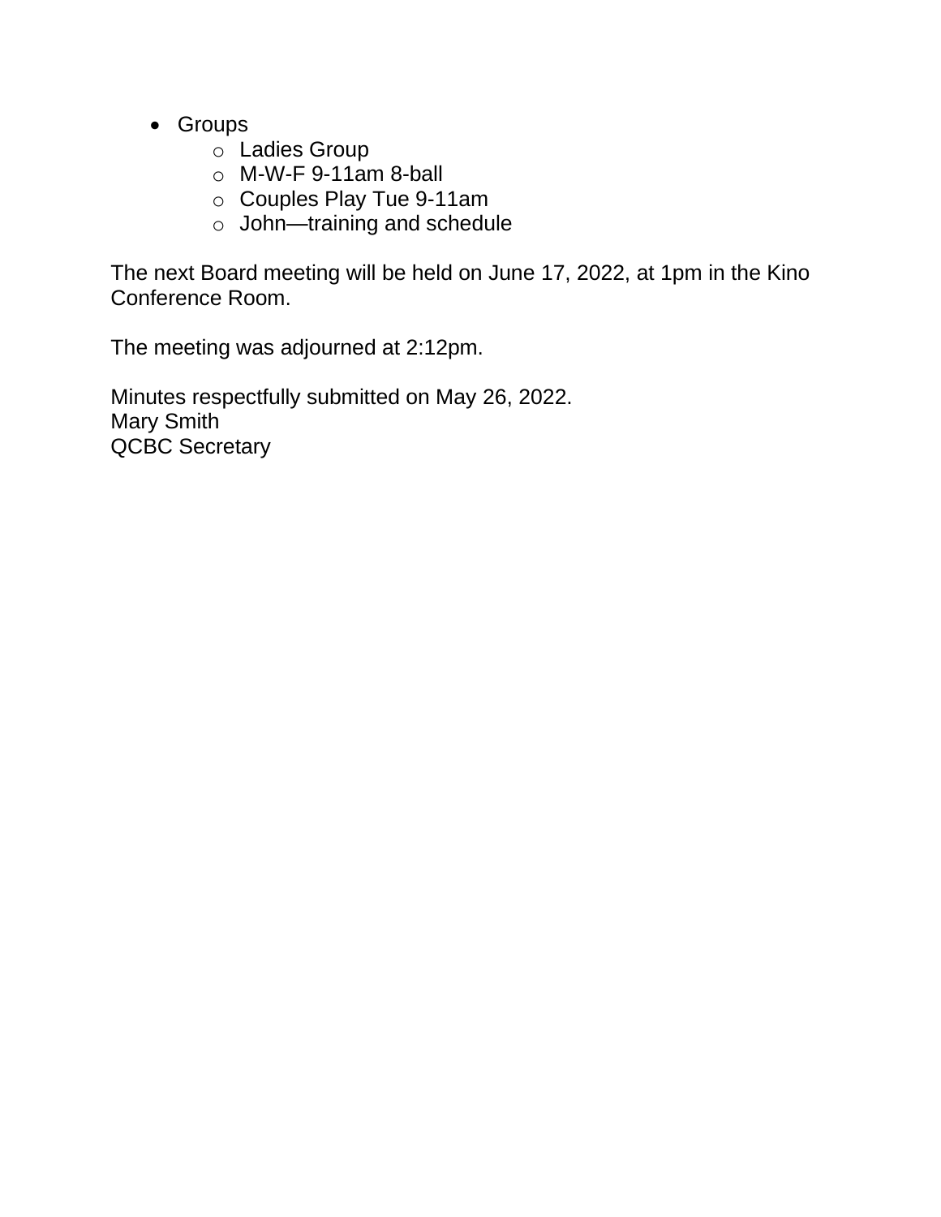- Groups
  - Ladies Group
  - M-W-F 9-11am 8-ball
  - Couples Play Tue 9-11am
  - John—training and schedule

The next Board meeting will be held on June 17, 2022, at 1pm in the Kino Conference Room.

The meeting was adjourned at 2:12pm.

Minutes respectfully submitted on May 26, 2022.
Mary Smith
QCBC Secretary